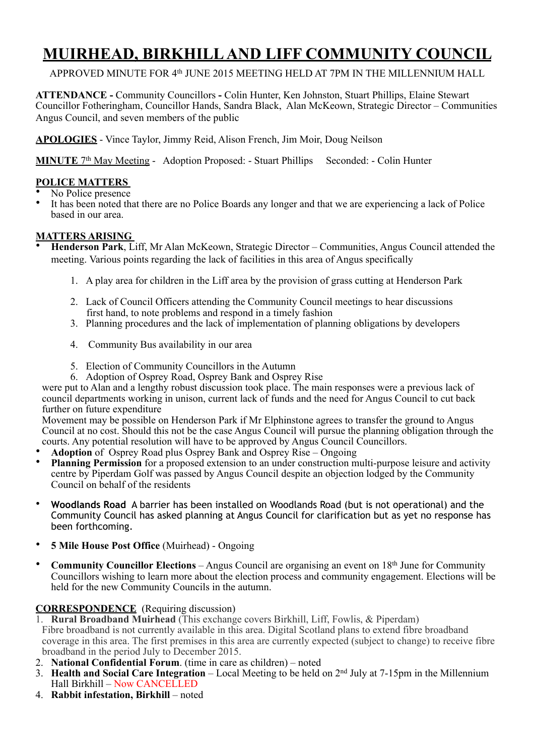# MUIRHEAD, BIRKHILL AND LIFF COMMUNITY COUNCIL

APPROVED MINUTE FOR 4th JUNE 2015 MEETING HELD AT 7PM IN THE MILLENNIUM HALL

**ATTENDANCE -** Community Councillors **-** Colin Hunter, Ken Johnston, Stuart Phillips, Elaine Stewart Councillor Fotheringham, Councillor Hands, Sandra Black, Alan McKeown, Strategic Director – Communities Angus Council, and seven members of the public

**APOLOGIES** - Vince Taylor, Jimmy Reid, Alison French, Jim Moir, Doug Neilson

**MINUTE** 7th May Meeting - Adoption Proposed: - Stuart Phillips Seconded: - Colin Hunter

## POLICE MATTERS

- No Police presence
- It has been noted that there are no Police Boards any longer and that we are experiencing a lack of Police based in our area.

## MATTERS ARISING

- **Henderson Park**, Liff, Mr Alan McKeown, Strategic Director – Communities, Angus Council attended the meeting. Various points regarding the lack of facilities in this area of Angus specifically

  1. A play area for children in the Liff area by the provision of grass cutting at Henderson Park
  2. Lack of Council Officers attending the Community Council meetings to hear discussions first hand, to note problems and respond in a timely fashion
  3. Planning procedures and the lack of implementation of planning obligations by developers
  4. Community Bus availability in our area
  5. Election of Community Councillors in the Autumn
  6. Adoption of Osprey Road, Osprey Bank and Osprey Rise

  were put to Alan and a lengthy robust discussion took place. The main responses were a previous lack of council departments working in unison, current lack of funds and the need for Angus Council to cut back further on future expenditure

  Movement may be possible on Henderson Park if Mr Elphinstone agrees to transfer the ground to Angus Council at no cost. Should this not be the case Angus Council will pursue the planning obligation through the courts. Any potential resolution will have to be approved by Angus Council Councillors.
- **Adoption** of Osprey Road plus Osprey Bank and Osprey Rise – Ongoing
- **Planning Permission** for a proposed extension to an under construction multi-purpose leisure and activity centre by Piperdam Golf was passed by Angus Council despite an objection lodged by the Community Council on behalf of the residents
- **Woodlands Road** A barrier has been installed on Woodlands Road (but is not operational) and the Community Council has asked planning at Angus Council for clarification but as yet no response has been forthcoming.
- **5 Mile House Post Office** (Muirhead) - Ongoing
- **Community Councillor Elections** – Angus Council are organising an event on 18th June for Community Councillors wishing to learn more about the election process and community engagement. Elections will be held for the new Community Councils in the autumn.

## CORRESPONDENCE (Requiring discussion)

1. **Rural Broadband Muirhead** (This exchange covers Birkhill, Liff, Fowlis, & Piperdam) Fibre broadband is not currently available in this area. Digital Scotland plans to extend fibre broadband coverage in this area. The first premises in this area are currently expected (subject to change) to receive fibre broadband in the period July to December 2015.
2. **National Confidential Forum**. (time in care as children) – noted
3. **Health and Social Care Integration** – Local Meeting to be held on 2nd July at 7-15pm in the Millennium Hall Birkhill – Now CANCELLED
4. **Rabbit infestation, Birkhill** – noted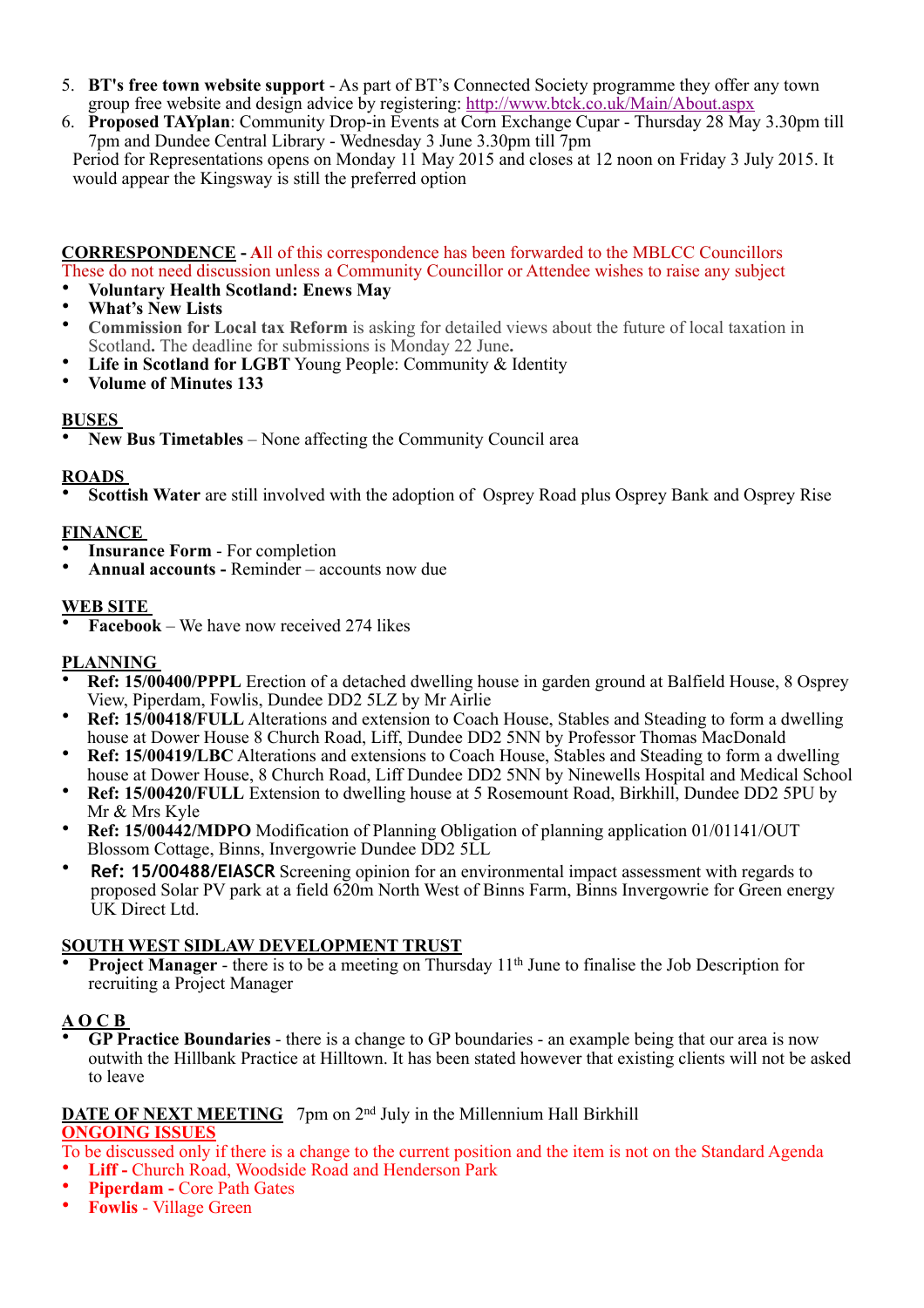5. **BT's free town website support** - As part of BT's Connected Society programme they offer any town group free website and design advice by registering: http://www.btck.co.uk/Main/About.aspx
6. **Proposed TAYplan**: Community Drop-in Events at Corn Exchange Cupar - Thursday 28 May 3.30pm till 7pm and Dundee Central Library - Wednesday 3 June 3.30pm till 7pm

Period for Representations opens on Monday 11 May 2015 and closes at 12 noon on Friday 3 July 2015. It would appear the Kingsway is still the preferred option

**CORRESPONDENCE** - All of this correspondence has been forwarded to the MBLCC Councillors
These do not need discussion unless a Community Councillor or Attendee wishes to raise any subject

- **Voluntary Health Scotland: Enews May**
- **What's New Lists**
- **Commission for Local tax Reform** is asking for detailed views about the future of local taxation in Scotland**.** The deadline for submissions is Monday 22 June**.**
- **Life in Scotland for LGBT** Young People: Community & Identity
- **Volume of Minutes 133**

**BUSES**

- **New Bus Timetables** – None affecting the Community Council area

**ROADS**

- **Scottish Water** are still involved with the adoption of Osprey Road plus Osprey Bank and Osprey Rise

**FINANCE**

- **Insurance Form** - For completion
- **Annual accounts -** Reminder – accounts now due

**WEB SITE**

- **Facebook** – We have now received 274 likes

**PLANNING**

- **Ref: 15/00400/PPPL** Erection of a detached dwelling house in garden ground at Balfield House, 8 Osprey View, Piperdam, Fowlis, Dundee DD2 5LZ by Mr Airlie
- **Ref: 15/00418/FULL** Alterations and extension to Coach House, Stables and Steading to form a dwelling house at Dower House 8 Church Road, Liff, Dundee DD2 5NN by Professor Thomas MacDonald
- **Ref: 15/00419/LBC** Alterations and extensions to Coach House, Stables and Steading to form a dwelling house at Dower House, 8 Church Road, Liff Dundee DD2 5NN by Ninewells Hospital and Medical School
- **Ref: 15/00420/FULL** Extension to dwelling house at 5 Rosemount Road, Birkhill, Dundee DD2 5PU by Mr & Mrs Kyle
- **Ref: 15/00442/MDPO** Modification of Planning Obligation of planning application 01/01141/OUT Blossom Cottage, Binns, Invergowrie Dundee DD2 5LL
- **Ref: 15/00488/EIASCR** Screening opinion for an environmental impact assessment with regards to proposed Solar PV park at a field 620m North West of Binns Farm, Binns Invergowrie for Green energy UK Direct Ltd.

**SOUTH WEST SIDLAW DEVELOPMENT TRUST**

- **Project Manager** - there is to be a meeting on Thursday 11th June to finalise the Job Description for recruiting a Project Manager

**A O C B**

- **GP Practice Boundaries** - there is a change to GP boundaries - an example being that our area is now outwith the Hillbank Practice at Hilltown. It has been stated however that existing clients will not be asked to leave

**DATE OF NEXT MEETING** 7pm on 2nd July in the Millennium Hall Birkhill

**ONGOING ISSUES**

To be discussed only if there is a change to the current position and the item is not on the Standard Agenda

- **Liff -** Church Road, Woodside Road and Henderson Park
- **Piperdam -** Core Path Gates
- **Fowlis** - Village Green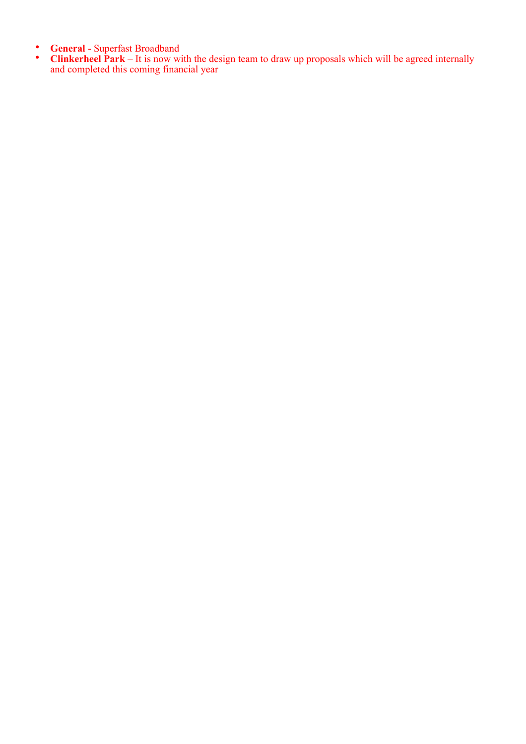- **General** - Superfast Broadband
- **Clinkerheel Park** – It is now with the design team to draw up proposals which will be agreed internally and completed this coming financial year